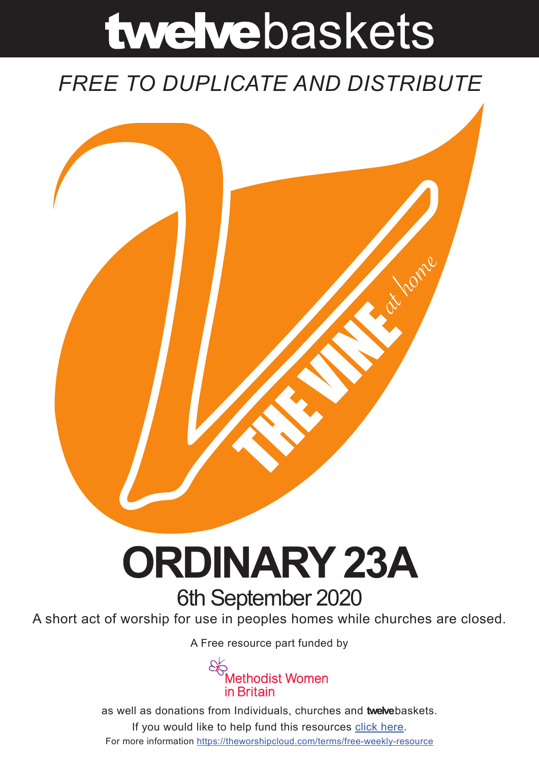# twelvebaskets

*FREE TO DUPLICATE AND DISTRIBUTE*

THE VINE *at home*

# ORDINARY 23A

## 6th September 2020

A short act of worship for use in peoples homes while churches are closed.

A Free resource part funded by

Methodist Women in Britain

as well as donations from Individuals, churches and **twelve**baskets.

If you would like to help fund this resources click here.

For more information https://theworshipcloud.com/terms/free-weekly-resource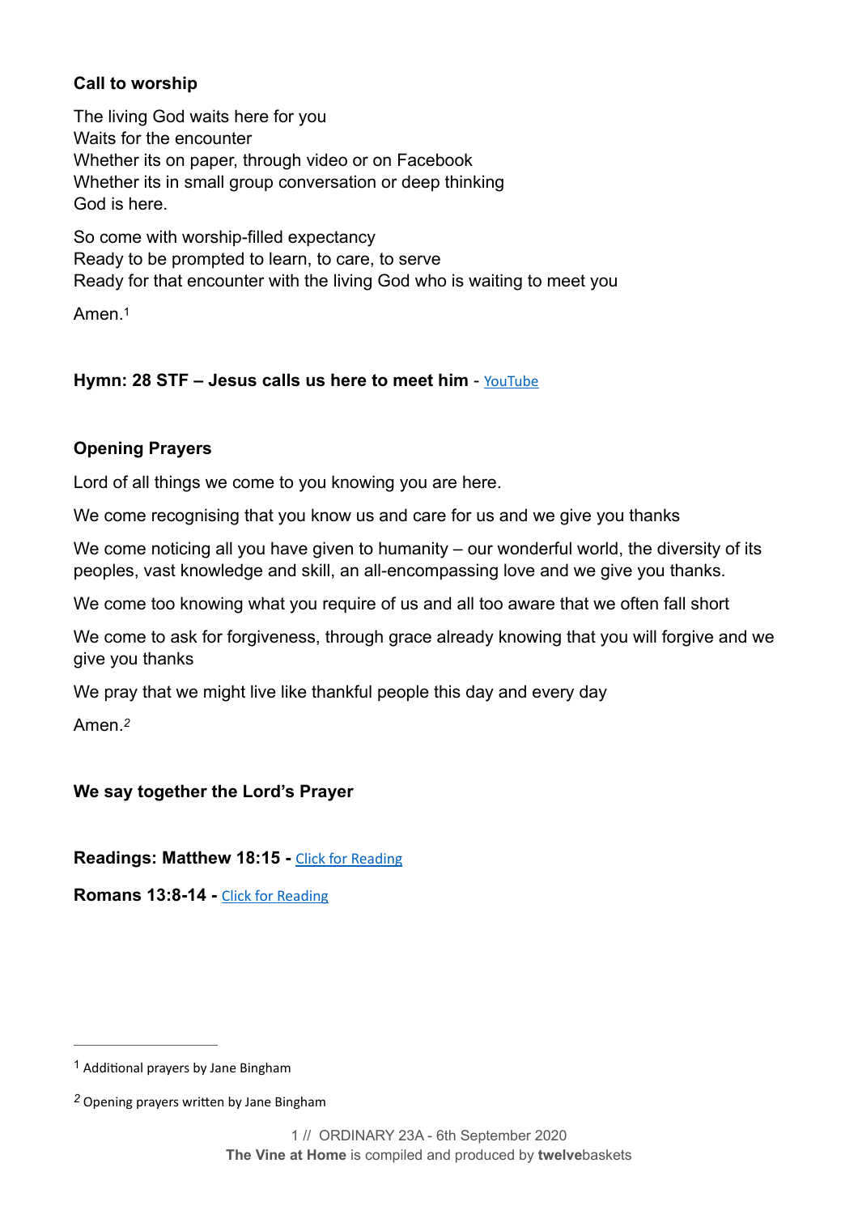**Call to worship**

The living God waits here for you
Waits for the encounter
Whether its on paper, through video or on Facebook
Whether its in small group conversation or deep thinking
God is here.

So come with worship-filled expectancy
Ready to be prompted to learn, to care, to serve
Ready for that encounter with the living God who is waiting to meet you

Amen.[1]

**Hymn: 28 STF – Jesus calls us here to meet him** - YouTube

**Opening Prayers**

Lord of all things we come to you knowing you are here.

We come recognising that you know us and care for us and we give you thanks

We come noticing all you have given to humanity – our wonderful world, the diversity of its peoples, vast knowledge and skill, an all-encompassing love and we give you thanks.

We come too knowing what you require of us and all too aware that we often fall short

We come to ask for forgiveness, through grace already knowing that you will forgive and we give you thanks

We pray that we might live like thankful people this day and every day

Amen.[2]

**We say together the Lord's Prayer**

**Readings: Matthew 18:15 -** Click for Reading

**Romans 13:8-14 -** Click for Reading

---

[1] Additional prayers by Jane Bingham

[2] Opening prayers written by Jane Bingham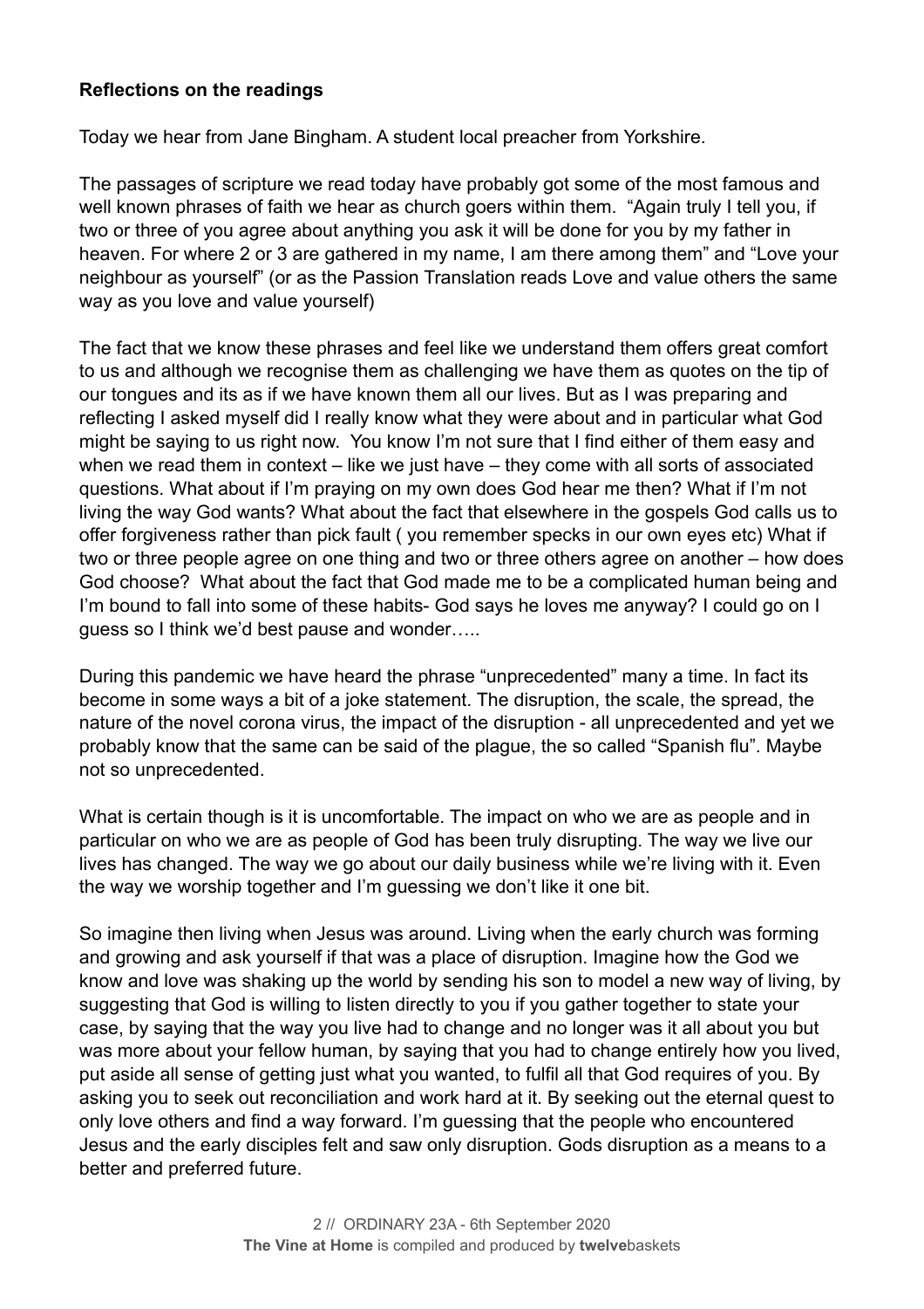**Reflections on the readings**

Today we hear from Jane Bingham. A student local preacher from Yorkshire.

The passages of scripture we read today have probably got some of the most famous and well known phrases of faith we hear as church goers within them. "Again truly I tell you, if two or three of you agree about anything you ask it will be done for you by my father in heaven. For where 2 or 3 are gathered in my name, I am there among them" and "Love your neighbour as yourself" (or as the Passion Translation reads Love and value others the same way as you love and value yourself)

The fact that we know these phrases and feel like we understand them offers great comfort to us and although we recognise them as challenging we have them as quotes on the tip of our tongues and its as if we have known them all our lives. But as I was preparing and reflecting I asked myself did I really know what they were about and in particular what God might be saying to us right now. You know I'm not sure that I find either of them easy and when we read them in context – like we just have – they come with all sorts of associated questions. What about if I'm praying on my own does God hear me then? What if I'm not living the way God wants? What about the fact that elsewhere in the gospels God calls us to offer forgiveness rather than pick fault ( you remember specks in our own eyes etc) What if two or three people agree on one thing and two or three others agree on another – how does God choose? What about the fact that God made me to be a complicated human being and I'm bound to fall into some of these habits- God says he loves me anyway? I could go on I guess so I think we'd best pause and wonder…..

During this pandemic we have heard the phrase "unprecedented" many a time. In fact its become in some ways a bit of a joke statement. The disruption, the scale, the spread, the nature of the novel corona virus, the impact of the disruption - all unprecedented and yet we probably know that the same can be said of the plague, the so called "Spanish flu". Maybe not so unprecedented.

What is certain though is it is uncomfortable. The impact on who we are as people and in particular on who we are as people of God has been truly disrupting. The way we live our lives has changed. The way we go about our daily business while we're living with it. Even the way we worship together and I'm guessing we don't like it one bit.

So imagine then living when Jesus was around. Living when the early church was forming and growing and ask yourself if that was a place of disruption. Imagine how the God we know and love was shaking up the world by sending his son to model a new way of living, by suggesting that God is willing to listen directly to you if you gather together to state your case, by saying that the way you live had to change and no longer was it all about you but was more about your fellow human, by saying that you had to change entirely how you lived, put aside all sense of getting just what you wanted, to fulfil all that God requires of you. By asking you to seek out reconciliation and work hard at it. By seeking out the eternal quest to only love others and find a way forward. I'm guessing that the people who encountered Jesus and the early disciples felt and saw only disruption. Gods disruption as a means to a better and preferred future.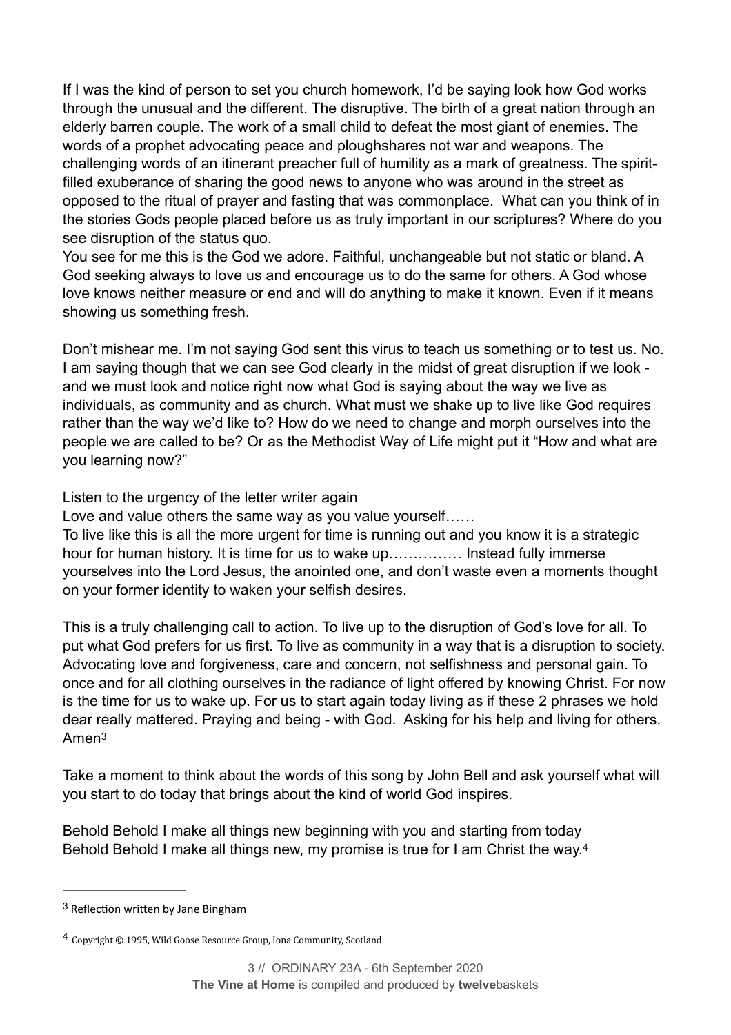If I was the kind of person to set you church homework, I'd be saying look how God works through the unusual and the different. The disruptive. The birth of a great nation through an elderly barren couple. The work of a small child to defeat the most giant of enemies. The words of a prophet advocating peace and ploughshares not war and weapons. The challenging words of an itinerant preacher full of humility as a mark of greatness. The spirit-filled exuberance of sharing the good news to anyone who was around in the street as opposed to the ritual of prayer and fasting that was commonplace. What can you think of in the stories Gods people placed before us as truly important in our scriptures? Where do you see disruption of the status quo.

You see for me this is the God we adore. Faithful, unchangeable but not static or bland. A God seeking always to love us and encourage us to do the same for others. A God whose love knows neither measure or end and will do anything to make it known. Even if it means showing us something fresh.

Don't mishear me. I'm not saying God sent this virus to teach us something or to test us. No. I am saying though that we can see God clearly in the midst of great disruption if we look - and we must look and notice right now what God is saying about the way we live as individuals, as community and as church. What must we shake up to live like God requires rather than the way we'd like to? How do we need to change and morph ourselves into the people we are called to be? Or as the Methodist Way of Life might put it "How and what are you learning now?"

Listen to the urgency of the letter writer again

Love and value others the same way as you value yourself……

To live like this is all the more urgent for time is running out and you know it is a strategic hour for human history. It is time for us to wake up…………… Instead fully immerse yourselves into the Lord Jesus, the anointed one, and don't waste even a moments thought on your former identity to waken your selfish desires.

This is a truly challenging call to action. To live up to the disruption of God's love for all. To put what God prefers for us first. To live as community in a way that is a disruption to society. Advocating love and forgiveness, care and concern, not selfishness and personal gain. To once and for all clothing ourselves in the radiance of light offered by knowing Christ. For now is the time for us to wake up. For us to start again today living as if these 2 phrases we hold dear really mattered. Praying and being - with God. Asking for his help and living for others. Amen[3]

Take a moment to think about the words of this song by John Bell and ask yourself what will you start to do today that brings about the kind of world God inspires.

Behold Behold I make all things new beginning with you and starting from today
Behold Behold I make all things new, my promise is true for I am Christ the way.[4]

---

[3] Reflection written by Jane Bingham

[4] Copyright © 1995, Wild Goose Resource Group, Iona Community, Scotland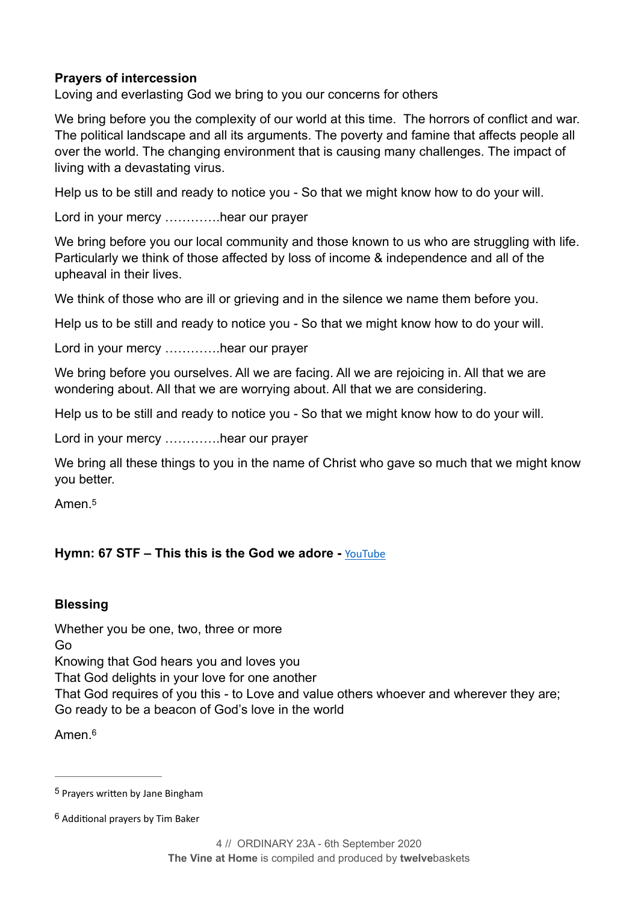**Prayers of intercession**

Loving and everlasting God we bring to you our concerns for others

We bring before you the complexity of our world at this time. The horrors of conflict and war. The political landscape and all its arguments. The poverty and famine that affects people all over the world. The changing environment that is causing many challenges. The impact of living with a devastating virus.

Help us to be still and ready to notice you - So that we might know how to do your will.

Lord in your mercy ………….hear our prayer

We bring before you our local community and those known to us who are struggling with life. Particularly we think of those affected by loss of income & independence and all of the upheaval in their lives.

We think of those who are ill or grieving and in the silence we name them before you.

Help us to be still and ready to notice you - So that we might know how to do your will.

Lord in your mercy ………….hear our prayer

We bring before you ourselves. All we are facing. All we are rejoicing in. All that we are wondering about. All that we are worrying about. All that we are considering.

Help us to be still and ready to notice you - So that we might know how to do your will.

Lord in your mercy ………….hear our prayer

We bring all these things to you in the name of Christ who gave so much that we might know you better.

Amen.[5]

**Hymn: 67 STF – This this is the God we adore -** YouTube

**Blessing**

Whether you be one, two, three or more
Go
Knowing that God hears you and loves you
That God delights in your love for one another
That God requires of you this - to Love and value others whoever and wherever they are;
Go ready to be a beacon of God's love in the world

Amen.[6]

---

[5] Prayers written by Jane Bingham

[6] Additional prayers by Tim Baker